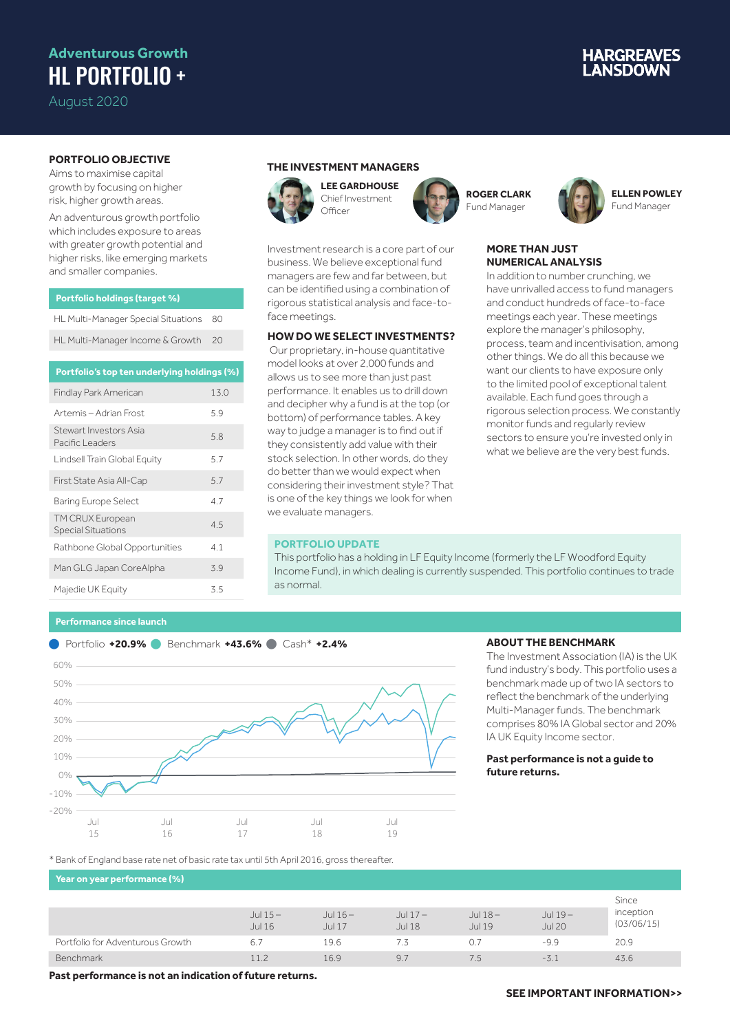# Adventurous Growth

# HL PORTFOLIO +

August 2020

HARGREAVES LANSDOWN

## PORTFOLIO OBJECTIVE

Aims to maximise capital growth by focusing on higher risk, higher growth areas.

An adventurous growth portfolio which includes exposure to areas with greater growth potential and higher risks, like emerging markets and smaller companies.

| Portfolio holdings (target %) | |
|---|---|
| HL Multi-Manager Special Situations | 80 |
| HL Multi-Manager Income & Growth | 20 |

| Portfolio's top ten underlying holdings (%) | |
|---|---|
| Findlay Park American | 13.0 |
| Artemis – Adrian Frost | 5.9 |
| Stewart Investors Asia Pacific Leaders | 5.8 |
| Lindsell Train Global Equity | 5.7 |
| First State Asia All-Cap | 5.7 |
| Baring Europe Select | 4.7 |
| TM CRUX European Special Situations | 4.5 |
| Rathbone Global Opportunities | 4.1 |
| Man GLG Japan CoreAlpha | 3.9 |
| Majedie UK Equity | 3.5 |

## THE INVESTMENT MANAGERS

**LEE GARDHOUSE**
Chief Investment Officer

**ROGER CLARK**
Fund Manager

**ELLEN POWLEY**
Fund Manager

Investment research is a core part of our business. We believe exceptional fund managers are few and far between, but can be identified using a combination of rigorous statistical analysis and face-to-face meetings.

### HOW DO WE SELECT INVESTMENTS?

Our proprietary, in-house quantitative model looks at over 2,000 funds and allows us to see more than just past performance. It enables us to drill down and decipher why a fund is at the top (or bottom) of performance tables. A key way to judge a manager is to find out if they consistently add value with their stock selection. In other words, do they do better than we would expect when considering their investment style? That is one of the key things we look for when we evaluate managers.

### MORE THAN JUST NUMERICAL ANALYSIS

In addition to number crunching, we have unrivalled access to fund managers and conduct hundreds of face-to-face meetings each year. These meetings explore the manager's philosophy, process, team and incentivisation, among other things. We do all this because we want our clients to have exposure only to the limited pool of exceptional talent available. Each fund goes through a rigorous selection process. We constantly monitor funds and regularly review sectors to ensure you're invested only in what we believe are the very best funds.

### PORTFOLIO UPDATE

This portfolio has a holding in LF Equity Income (formerly the LF Woodford Equity Income Fund), in which dealing is currently suspended. This portfolio continues to trade as normal.

## Performance since launch

Portfolio **+20.9%** Benchmark **+43.6%** Cash* **+2.4%**

\* Bank of England base rate net of basic rate tax until 5th April 2016, gross thereafter.

### ABOUT THE BENCHMARK

The Investment Association (IA) is the UK fund industry's body. This portfolio uses a benchmark made up of two IA sectors to reflect the benchmark of the underlying Multi-Manager funds. The benchmark comprises 80% IA Global sector and 20% IA UK Equity Income sector.

**Past performance is not a guide to future returns.**

## Year on year performance (%)

| | Jul 15 – Jul 16 | Jul 16 – Jul 17 | Jul 17 – Jul 18 | Jul 18 – Jul 19 | Jul 19 – Jul 20 | Since inception (03/06/15) |
|---|---|---|---|---|---|---|
| Portfolio for Adventurous Growth | 6.7 | 19.6 | 7.3 | 0.7 | -9.9 | 20.9 |
| Benchmark | 11.2 | 16.9 | 9.7 | 7.5 | -3.1 | 43.6 |

**Past performance is not an indication of future returns.**

**SEE IMPORTANT INFORMATION>>**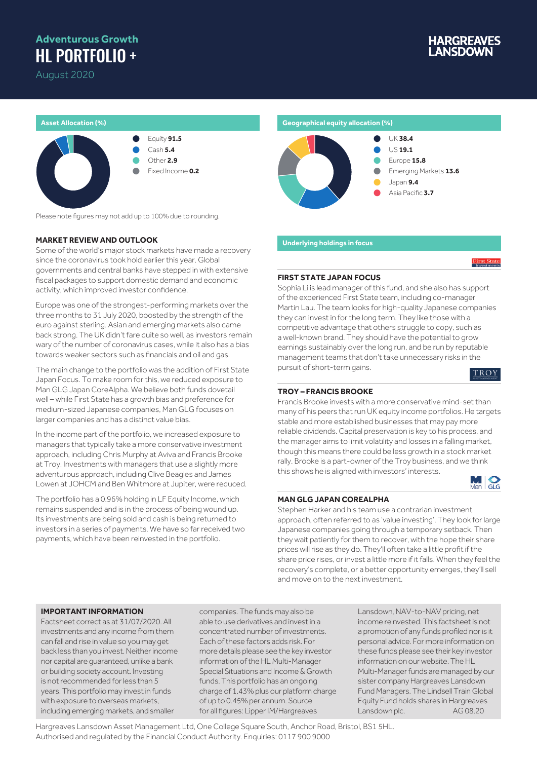Adventurous Growth

# HL PORTFOLIO +

August 2020

HARGREAVES LANSDOWN

## Asset Allocation (%)

Equity **91.5**
Cash **5.4**
Other **2.9**
Fixed Income **0.2**

Please note figures may not add up to 100% due to rounding.

## Geographical equity allocation (%)

UK **38.4**
US **19.1**
Europe **15.8**
Emerging Markets **13.6**
Japan **9.4**
Asia Pacific **3.7**

## MARKET REVIEW AND OUTLOOK

Some of the world's major stock markets have made a recovery since the coronavirus took hold earlier this year. Global governments and central banks have stepped in with extensive fiscal packages to support domestic demand and economic activity, which improved investor confidence.

Europe was one of the strongest-performing markets over the three months to 31 July 2020, boosted by the strength of the euro against sterling. Asian and emerging markets also came back strong. The UK didn't fare quite so well, as investors remain wary of the number of coronavirus cases, while it also has a bias towards weaker sectors such as financials and oil and gas.

The main change to the portfolio was the addition of First State Japan Focus. To make room for this, we reduced exposure to Man GLG Japan CoreAlpha. We believe both funds dovetail well – while First State has a growth bias and preference for medium-sized Japanese companies, Man GLG focuses on larger companies and has a distinct value bias.

In the income part of the portfolio, we increased exposure to managers that typically take a more conservative investment approach, including Chris Murphy at Aviva and Francis Brooke at Troy. Investments with managers that use a slightly more adventurous approach, including Clive Beagles and James Lowen at JOHCM and Ben Whitmore at Jupiter, were reduced.

The portfolio has a 0.96% holding in LF Equity Income, which remains suspended and is in the process of being wound up. Its investments are being sold and cash is being returned to investors in a series of payments. We have so far received two payments, which have been reinvested in the portfolio.

## Underlying holdings in focus

### FIRST STATE JAPAN FOCUS

Sophia Li is lead manager of this fund, and she also has support of the experienced First State team, including co-manager Martin Lau. The team looks for high-quality Japanese companies they can invest in for the long term. They like those with a competitive advantage that others struggle to copy, such as a well-known brand. They should have the potential to grow earnings sustainably over the long run, and be run by reputable management teams that don't take unnecessary risks in the pursuit of short-term gains.

### TROY – FRANCIS BROOKE

Francis Brooke invests with a more conservative mind-set than many of his peers that run UK equity income portfolios. He targets stable and more established businesses that may pay more reliable dividends. Capital preservation is key to his process, and the manager aims to limit volatility and losses in a falling market, though this means there could be less growth in a stock market rally. Brooke is a part-owner of the Troy business, and we think this shows he is aligned with investors' interests.

### MAN GLG JAPAN COREALPHA

Stephen Harker and his team use a contrarian investment approach, often referred to as 'value investing'. They look for large Japanese companies going through a temporary setback. Then they wait patiently for them to recover, with the hope their share prices will rise as they do. They'll often take a little profit if the share price rises, or invest a little more if it falls. When they feel the recovery's complete, or a better opportunity emerges, they'll sell and move on to the next investment.

## IMPORTANT INFORMATION

Factsheet correct as at 31/07/2020. All investments and any income from them can fall and rise in value so you may get back less than you invest. Neither income nor capital are guaranteed, unlike a bank or building society account. Investing is not recommended for less than 5 years. This portfolio may invest in funds with exposure to overseas markets, including emerging markets, and smaller companies. The funds may also be able to use derivatives and invest in a concentrated number of investments. Each of these factors adds risk. For more details please see the key investor information of the HL Multi-Manager Special Situations and Income & Growth funds. This portfolio has an ongoing charge of 1.43% plus our platform charge of up to 0.45% per annum. Source for all figures: Lipper IM/Hargreaves Lansdown, NAV-to-NAV pricing, net income reinvested. This factsheet is not a promotion of any funds profiled nor is it personal advice. For more information on these funds please see their key investor information on our website. The HL Multi-Manager funds are managed by our sister company Hargreaves Lansdown Fund Managers. The Lindsell Train Global Equity Fund holds shares in Hargreaves Lansdown plc. AG 08.20

Hargreaves Lansdown Asset Management Ltd, One College Square South, Anchor Road, Bristol, BS1 5HL. Authorised and regulated by the Financial Conduct Authority. Enquiries: 0117 900 9000